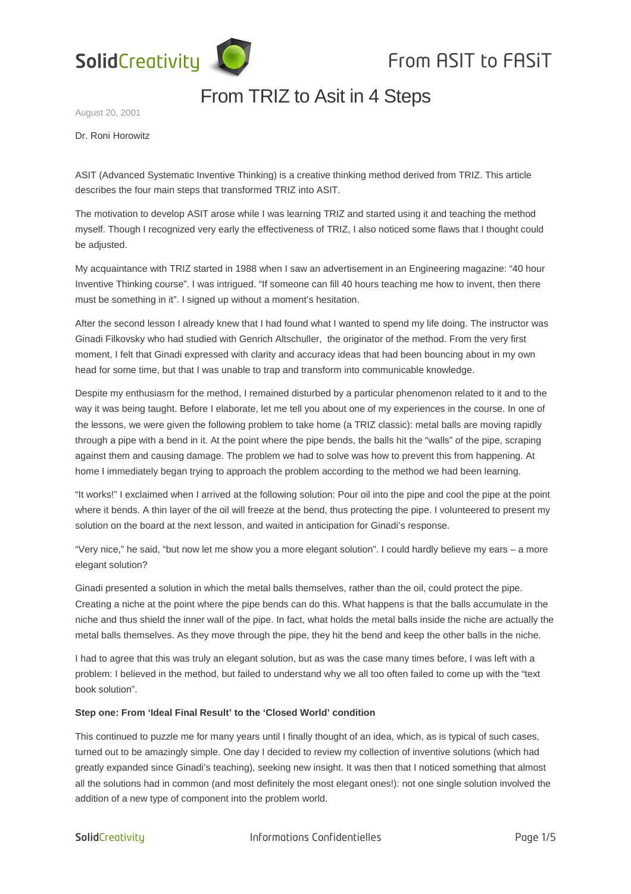# From TRIZ to Asit in 4 Steps

August 20, 2001

Dr. Roni Horowitz

ASIT (Advanced Systematic Inventive Thinking) is a creative thinking method derived from TRIZ. This article describes the four main steps that transformed TRIZ into ASIT.

The motivation to develop ASIT arose while I was learning TRIZ and started using it and teaching the method myself. Though I recognized very early the effectiveness of TRIZ, I also noticed some flaws that I thought could be adjusted.

My acquaintance with TRIZ started in 1988 when I saw an advertisement in an Engineering magazine: "40 hour Inventive Thinking course". I was intrigued. "If someone can fill 40 hours teaching me how to invent, then there must be something in it". I signed up without a moment's hesitation.

After the second lesson I already knew that I had found what I wanted to spend my life doing. The instructor was Ginadi Filkovsky who had studied with Genrich Altschuller, the originator of the method. From the very first moment, I felt that Ginadi expressed with clarity and accuracy ideas that had been bouncing about in my own head for some time, but that I was unable to trap and transform into communicable knowledge.

Despite my enthusiasm for the method, I remained disturbed by a particular phenomenon related to it and to the way it was being taught. Before I elaborate, let me tell you about one of my experiences in the course. In one of the lessons, we were given the following problem to take home (a TRIZ classic): metal balls are moving rapidly through a pipe with a bend in it. At the point where the pipe bends, the balls hit the "walls" of the pipe, scraping against them and causing damage. The problem we had to solve was how to prevent this from happening. At home I immediately began trying to approach the problem according to the method we had been learning.

"It works!" I exclaimed when I arrived at the following solution: Pour oil into the pipe and cool the pipe at the point where it bends. A thin layer of the oil will freeze at the bend, thus protecting the pipe. I volunteered to present my solution on the board at the next lesson, and waited in anticipation for Ginadi's response.

"Very nice," he said, "but now let me show you a more elegant solution". I could hardly believe my ears – a more elegant solution?

Ginadi presented a solution in which the metal balls themselves, rather than the oil, could protect the pipe. Creating a niche at the point where the pipe bends can do this. What happens is that the balls accumulate in the niche and thus shield the inner wall of the pipe. In fact, what holds the metal balls inside the niche are actually the metal balls themselves. As they move through the pipe, they hit the bend and keep the other balls in the niche.

I had to agree that this was truly an elegant solution, but as was the case many times before, I was left with a problem: I believed in the method, but failed to understand why we all too often failed to come up with the "text book solution".

**Step one: From 'Ideal Final Result' to the 'Closed World' condition**

This continued to puzzle me for many years until I finally thought of an idea, which, as is typical of such cases, turned out to be amazingly simple. One day I decided to review my collection of inventive solutions (which had greatly expanded since Ginadi's teaching), seeking new insight. It was then that I noticed something that almost all the solutions had in common (and most definitely the most elegant ones!): not one single solution involved the addition of a new type of component into the problem world.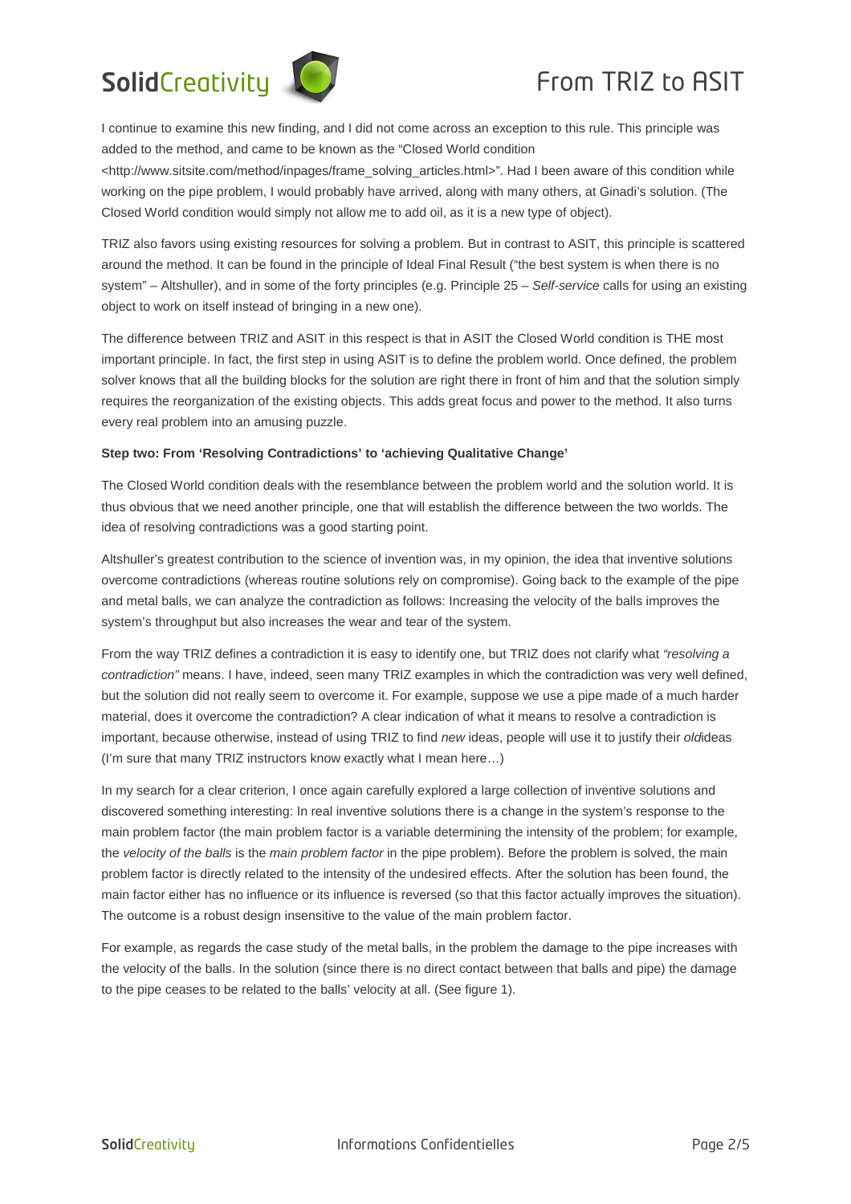I continue to examine this new finding, and I did not come across an exception to this rule. This principle was added to the method, and came to be known as the "Closed World condition <http://www.sitsite.com/method/inpages/frame_solving_articles.html>". Had I been aware of this condition while working on the pipe problem, I would probably have arrived, along with many others, at Ginadi's solution. (The Closed World condition would simply not allow me to add oil, as it is a new type of object).

TRIZ also favors using existing resources for solving a problem. But in contrast to ASIT, this principle is scattered around the method. It can be found in the principle of Ideal Final Result ("the best system is when there is no system" – Altshuller), and in some of the forty principles (e.g. Principle 25 – *Self-service* calls for using an existing object to work on itself instead of bringing in a new one).

The difference between TRIZ and ASIT in this respect is that in ASIT the Closed World condition is THE most important principle. In fact, the first step in using ASIT is to define the problem world. Once defined, the problem solver knows that all the building blocks for the solution are right there in front of him and that the solution simply requires the reorganization of the existing objects. This adds great focus and power to the method. It also turns every real problem into an amusing puzzle.

**Step two: From 'Resolving Contradictions' to 'achieving Qualitative Change'**

The Closed World condition deals with the resemblance between the problem world and the solution world. It is thus obvious that we need another principle, one that will establish the difference between the two worlds. The idea of resolving contradictions was a good starting point.

Altshuller's greatest contribution to the science of invention was, in my opinion, the idea that inventive solutions overcome contradictions (whereas routine solutions rely on compromise). Going back to the example of the pipe and metal balls, we can analyze the contradiction as follows: Increasing the velocity of the balls improves the system's throughput but also increases the wear and tear of the system.

From the way TRIZ defines a contradiction it is easy to identify one, but TRIZ does not clarify what *"resolving a contradiction"* means. I have, indeed, seen many TRIZ examples in which the contradiction was very well defined, but the solution did not really seem to overcome it. For example, suppose we use a pipe made of a much harder material, does it overcome the contradiction? A clear indication of what it means to resolve a contradiction is important, because otherwise, instead of using TRIZ to find *new* ideas, people will use it to justify their *old*ideas (I'm sure that many TRIZ instructors know exactly what I mean here…)

In my search for a clear criterion, I once again carefully explored a large collection of inventive solutions and discovered something interesting: In real inventive solutions there is a change in the system's response to the main problem factor (the main problem factor is a variable determining the intensity of the problem; for example, the *velocity of the balls* is the *main problem factor* in the pipe problem). Before the problem is solved, the main problem factor is directly related to the intensity of the undesired effects. After the solution has been found, the main factor either has no influence or its influence is reversed (so that this factor actually improves the situation). The outcome is a robust design insensitive to the value of the main problem factor.

For example, as regards the case study of the metal balls, in the problem the damage to the pipe increases with the velocity of the balls. In the solution (since there is no direct contact between that balls and pipe) the damage to the pipe ceases to be related to the balls' velocity at all. (See figure 1).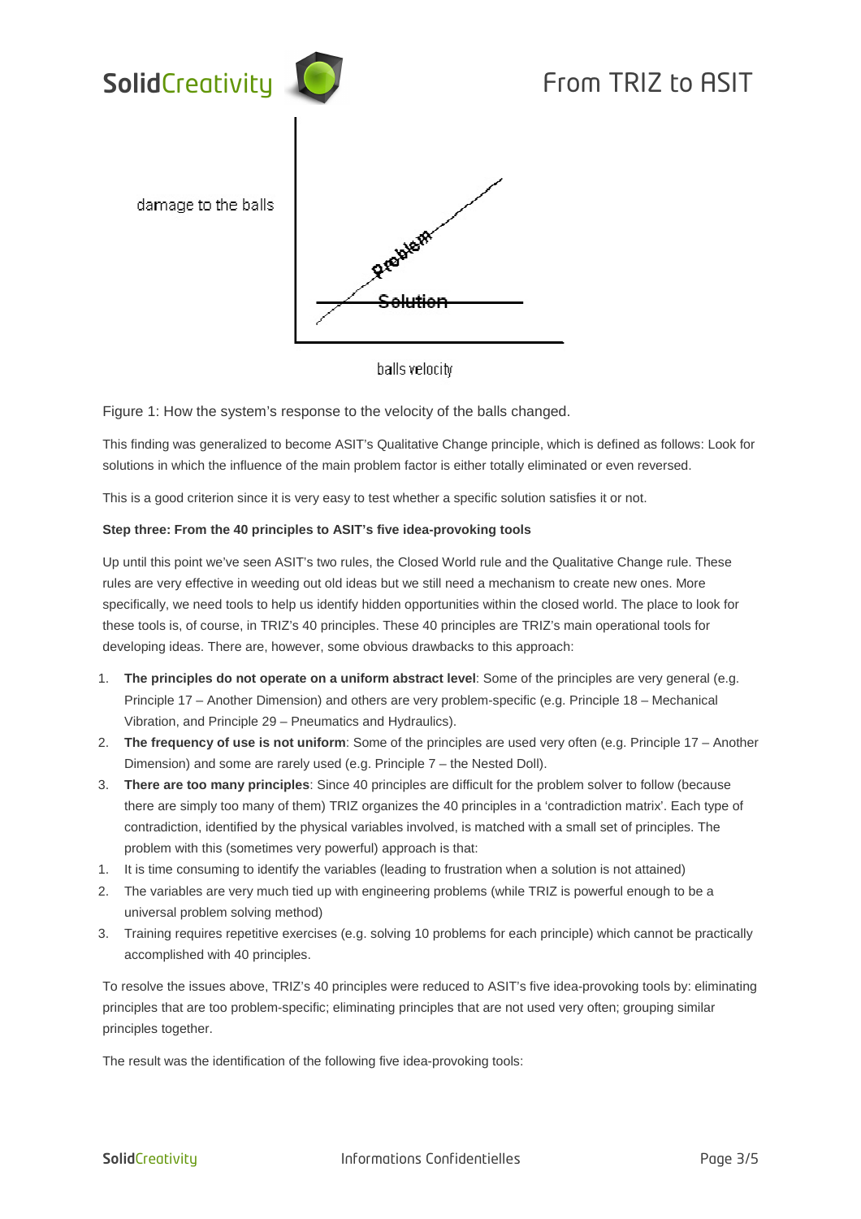damage to the balls

Problem

Solution

balls velocity

Figure 1: How the system's response to the velocity of the balls changed.

This finding was generalized to become ASIT's Qualitative Change principle, which is defined as follows: Look for solutions in which the influence of the main problem factor is either totally eliminated or even reversed.

This is a good criterion since it is very easy to test whether a specific solution satisfies it or not.

**Step three: From the 40 principles to ASIT's five idea-provoking tools**

Up until this point we've seen ASIT's two rules, the Closed World rule and the Qualitative Change rule. These rules are very effective in weeding out old ideas but we still need a mechanism to create new ones. More specifically, we need tools to help us identify hidden opportunities within the closed world. The place to look for these tools is, of course, in TRIZ's 40 principles. These 40 principles are TRIZ's main operational tools for developing ideas. There are, however, some obvious drawbacks to this approach:

1. **The principles do not operate on a uniform abstract level**: Some of the principles are very general (e.g. Principle 17 – Another Dimension) and others are very problem-specific (e.g. Principle 18 – Mechanical Vibration, and Principle 29 – Pneumatics and Hydraulics).
2. **The frequency of use is not uniform**: Some of the principles are used very often (e.g. Principle 17 – Another Dimension) and some are rarely used (e.g. Principle 7 – the Nested Doll).
3. **There are too many principles**: Since 40 principles are difficult for the problem solver to follow (because there are simply too many of them) TRIZ organizes the 40 principles in a 'contradiction matrix'. Each type of contradiction, identified by the physical variables involved, is matched with a small set of principles. The problem with this (sometimes very powerful) approach is that:

1. It is time consuming to identify the variables (leading to frustration when a solution is not attained)
2. The variables are very much tied up with engineering problems (while TRIZ is powerful enough to be a universal problem solving method)
3. Training requires repetitive exercises (e.g. solving 10 problems for each principle) which cannot be practically accomplished with 40 principles.

To resolve the issues above, TRIZ's 40 principles were reduced to ASIT's five idea-provoking tools by: eliminating principles that are too problem-specific; eliminating principles that are not used very often; grouping similar principles together.

The result was the identification of the following five idea-provoking tools: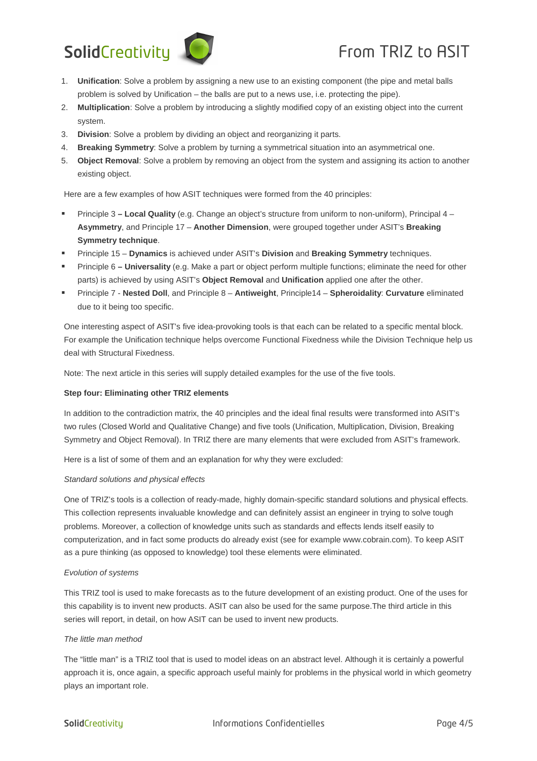1. **Unification**: Solve a problem by assigning a new use to an existing component (the pipe and metal balls problem is solved by Unification – the balls are put to a news use, i.e. protecting the pipe).
2. **Multiplication**: Solve a problem by introducing a slightly modified copy of an existing object into the current system.
3. **Division**: Solve a problem by dividing an object and reorganizing it parts.
4. **Breaking Symmetry**: Solve a problem by turning a symmetrical situation into an asymmetrical one.
5. **Object Removal**: Solve a problem by removing an object from the system and assigning its action to another existing object.

Here are a few examples of how ASIT techniques were formed from the 40 principles:

- Principle 3 **– Local Quality** (e.g. Change an object's structure from uniform to non-uniform), Principal 4 – **Asymmetry**, and Principle 17 – **Another Dimension**, were grouped together under ASIT's **Breaking Symmetry technique**.
- Principle 15 – **Dynamics** is achieved under ASIT's **Division** and **Breaking Symmetry** techniques.
- Principle 6 **– Universality** (e.g. Make a part or object perform multiple functions; eliminate the need for other parts) is achieved by using ASIT's **Object Removal** and **Unification** applied one after the other.
- Principle 7 - **Nested Doll**, and Principle 8 – **Antiweight**, Principle14 – **Spheroidality**: **Curvature** eliminated due to it being too specific.

One interesting aspect of ASIT's five idea-provoking tools is that each can be related to a specific mental block. For example the Unification technique helps overcome Functional Fixedness while the Division Technique help us deal with Structural Fixedness.

Note: The next article in this series will supply detailed examples for the use of the five tools.

**Step four: Eliminating other TRIZ elements**

In addition to the contradiction matrix, the 40 principles and the ideal final results were transformed into ASIT's two rules (Closed World and Qualitative Change) and five tools (Unification, Multiplication, Division, Breaking Symmetry and Object Removal). In TRIZ there are many elements that were excluded from ASIT's framework.

Here is a list of some of them and an explanation for why they were excluded:

*Standard solutions and physical effects*

One of TRIZ's tools is a collection of ready-made, highly domain-specific standard solutions and physical effects. This collection represents invaluable knowledge and can definitely assist an engineer in trying to solve tough problems. Moreover, a collection of knowledge units such as standards and effects lends itself easily to computerization, and in fact some products do already exist (see for example www.cobrain.com). To keep ASIT as a pure thinking (as opposed to knowledge) tool these elements were eliminated.

*Evolution of systems*

This TRIZ tool is used to make forecasts as to the future development of an existing product. One of the uses for this capability is to invent new products. ASIT can also be used for the same purpose.The third article in this series will report, in detail, on how ASIT can be used to invent new products.

*The little man method*

The "little man" is a TRIZ tool that is used to model ideas on an abstract level. Although it is certainly a powerful approach it is, once again, a specific approach useful mainly for problems in the physical world in which geometry plays an important role.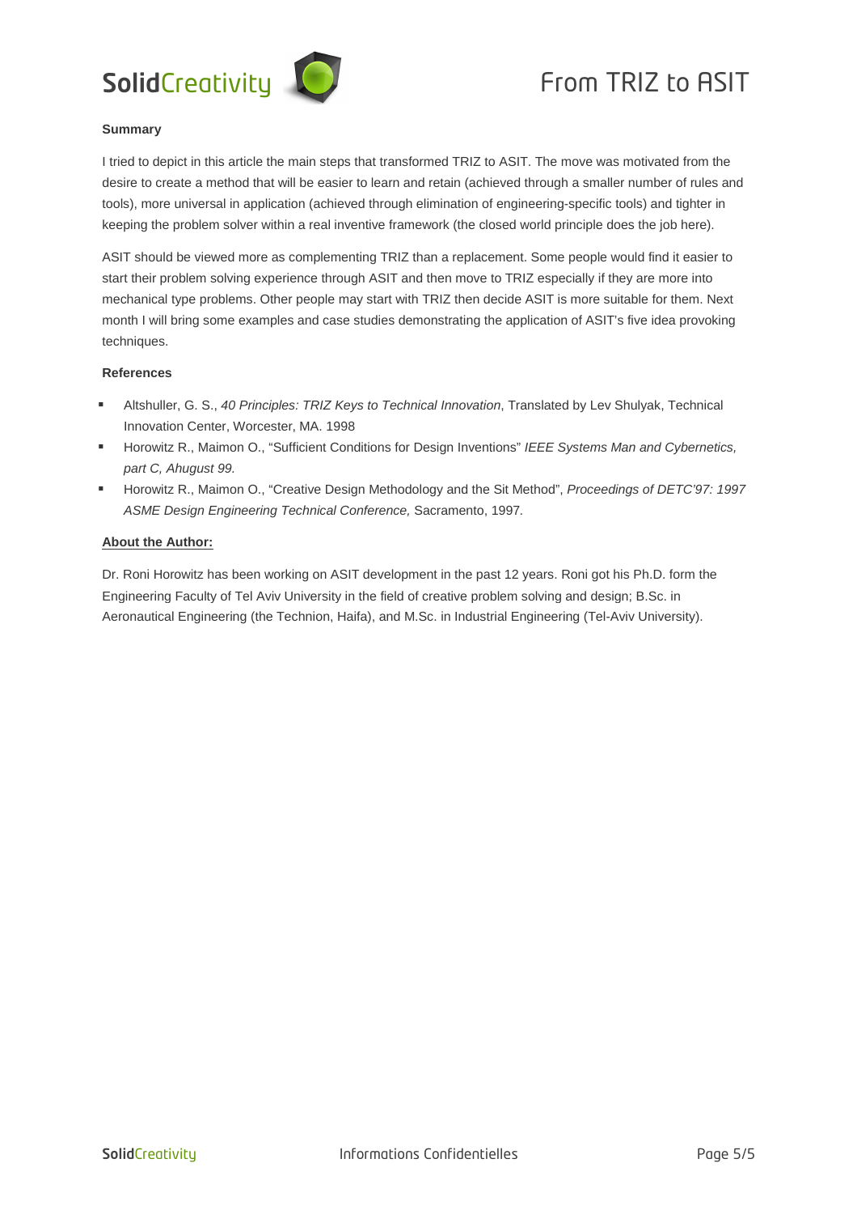### Summary

I tried to depict in this article the main steps that transformed TRIZ to ASIT. The move was motivated from the desire to create a method that will be easier to learn and retain (achieved through a smaller number of rules and tools), more universal in application (achieved through elimination of engineering-specific tools) and tighter in keeping the problem solver within a real inventive framework (the closed world principle does the job here).

ASIT should be viewed more as complementing TRIZ than a replacement. Some people would find it easier to start their problem solving experience through ASIT and then move to TRIZ especially if they are more into mechanical type problems. Other people may start with TRIZ then decide ASIT is more suitable for them. Next month I will bring some examples and case studies demonstrating the application of ASIT's five idea provoking techniques.

### References

- Altshuller, G. S., *40 Principles: TRIZ Keys to Technical Innovation*, Translated by Lev Shulyak, Technical Innovation Center, Worcester, MA. 1998
- Horowitz R., Maimon O., "Sufficient Conditions for Design Inventions" *IEEE Systems Man and Cybernetics, part C, Ahugust 99.*
- Horowitz R., Maimon O., "Creative Design Methodology and the Sit Method", *Proceedings of DETC'97: 1997 ASME Design Engineering Technical Conference,* Sacramento, 1997.

### About the Author:

Dr. Roni Horowitz has been working on ASIT development in the past 12 years. Roni got his Ph.D. form the Engineering Faculty of Tel Aviv University in the field of creative problem solving and design; B.Sc. in Aeronautical Engineering (the Technion, Haifa), and M.Sc. in Industrial Engineering (Tel-Aviv University).